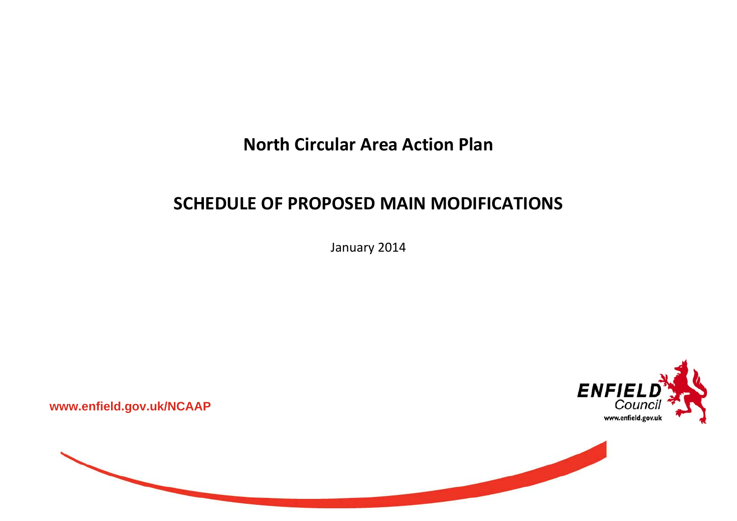# North Circular Area Action Plan

## SCHEDULE OF PROPOSED MAIN MODIFICATIONS

January 2014

www.enfield.gov.uk/NCAAP

ENFIELD Council
www.enfield.gov.uk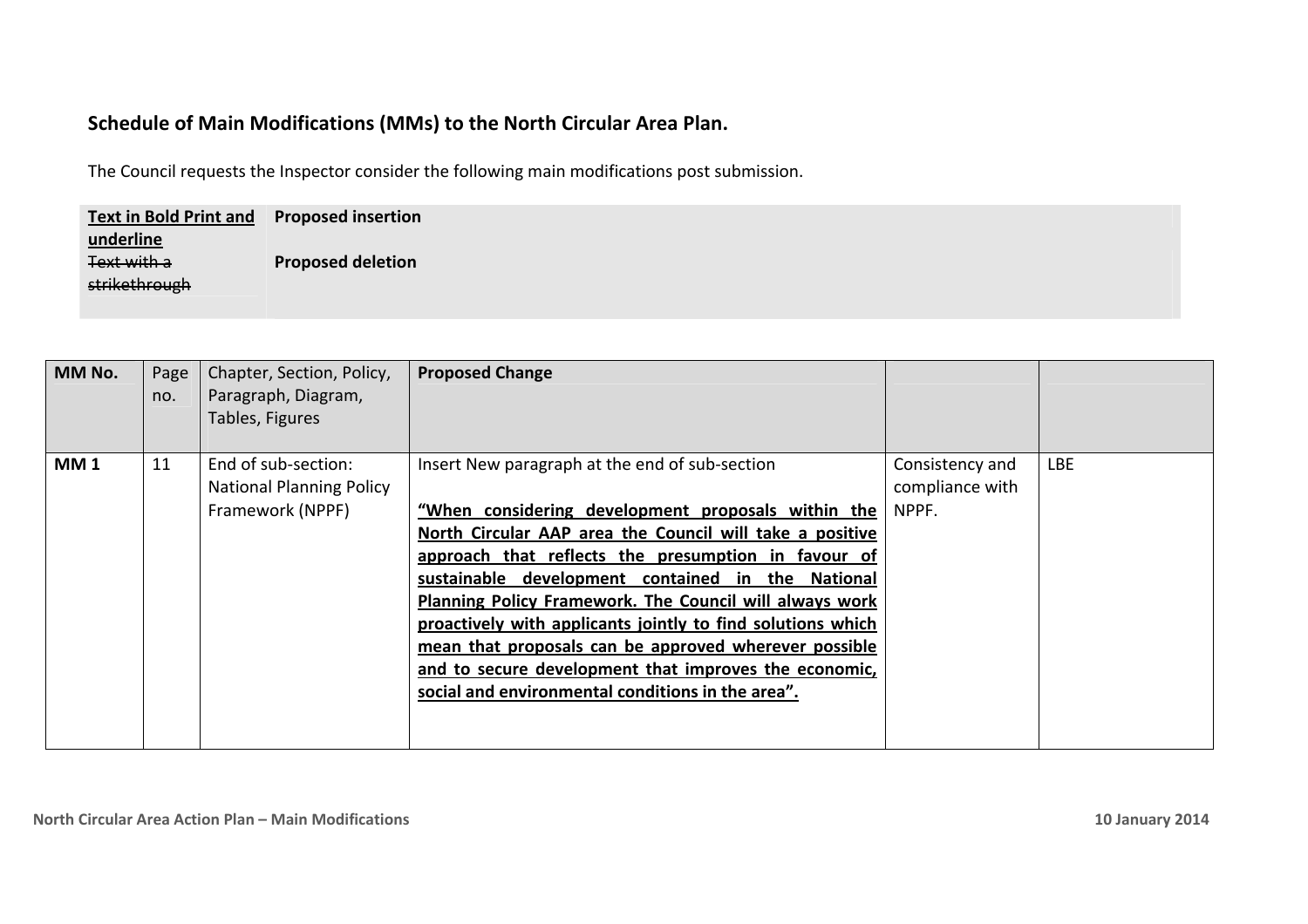**Schedule of Main Modifications (MMs) to the North Circular Area Plan.**

The Council requests the Inspector consider the following main modifications post submission.

| | |
|---|---|
| **Text in Bold Print and underline** | **Proposed insertion** |
| ~~Text with a strikethrough~~ | **Proposed deletion** |

| **MM No.** | Page no. | Chapter, Section, Policy, Paragraph, Diagram, Tables, Figures | **Proposed Change** | | |
|---|---|---|---|---|---|
| **MM 1** | 11 | End of sub-section: National Planning Policy Framework (NPPF) | Insert New paragraph at the end of sub-section<br><br>**“When considering development proposals within the North Circular AAP area the Council will take a positive approach that reflects the presumption in favour of sustainable development contained in the National Planning Policy Framework. The Council will always work proactively with applicants jointly to find solutions which mean that proposals can be approved wherever possible and to secure development that improves the economic, social and environmental conditions in the area”.** | Consistency and compliance with NPPF. | LBE |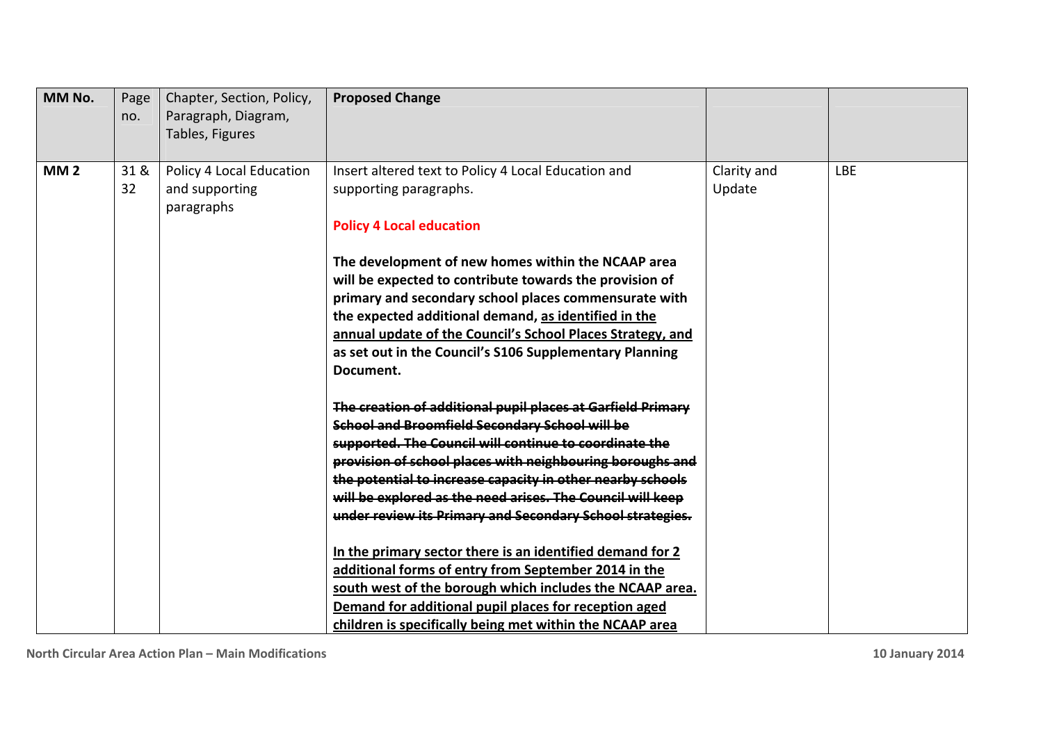| MM No. | Page no. | Chapter, Section, Policy, Paragraph, Diagram, Tables, Figures | Proposed Change | | |
|---|---|---|---|---|---|
| **MM 2** | 31 & 32 | Policy 4 Local Education and supporting paragraphs | Insert altered text to Policy 4 Local Education and supporting paragraphs.<br><br>**Policy 4 Local education**<br><br>**The development of new homes within the NCAAP area will be expected to contribute towards the provision of primary and secondary school places commensurate with the expected additional demand, <u>as identified in the annual update of the Council's School Places Strategy, and</u> as set out in the Council's S106 Supplementary Planning Document.**<br><br>~~**The creation of additional pupil places at Garfield Primary School and Broomfield Secondary School will be supported. The Council will continue to coordinate the provision of school places with neighbouring boroughs and the potential to increase capacity in other nearby schools will be explored as the need arises. The Council will keep under review its Primary and Secondary School strategies.**~~<br><br>**<u>In the primary sector there is an identified demand for 2 additional forms of entry from September 2014 in the south west of the borough which includes the NCAAP area. Demand for additional pupil places for reception aged children is specifically being met within the NCAAP area</u>** | Clarity and Update | LBE |

North Circular Area Action Plan – Main Modifications 10 January 2014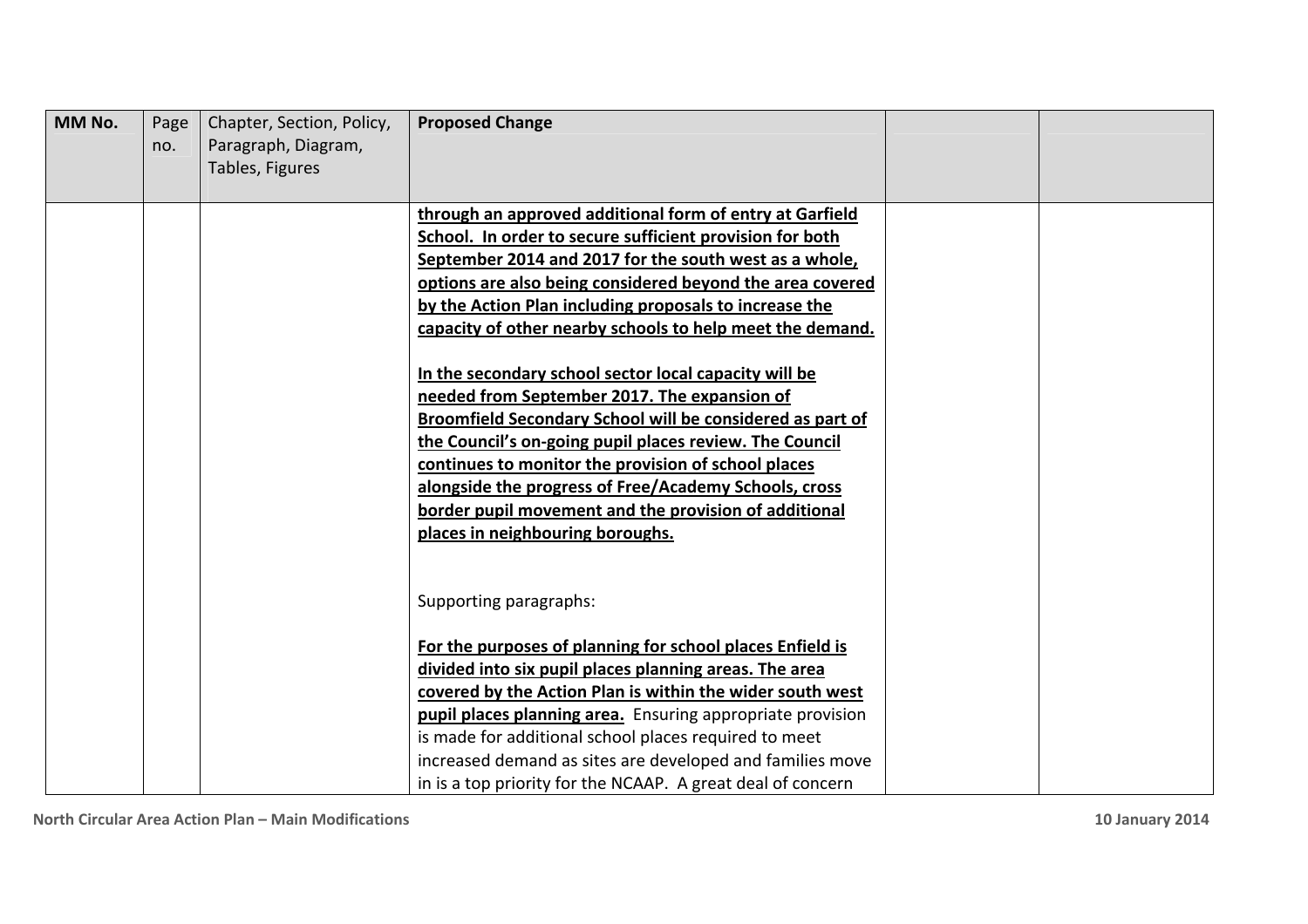| MM No. | Page no. | Chapter, Section, Policy, Paragraph, Diagram, Tables, Figures | Proposed Change | | |
|---|---|---|---|---|---|
| | | | **<u>through an approved additional form of entry at Garfield School. In order to secure sufficient provision for both September 2014 and 2017 for the south west as a whole, options are also being considered beyond the area covered by the Action Plan including proposals to increase the capacity of other nearby schools to help meet the demand.</u>**<br><br>**<u>In the secondary school sector local capacity will be needed from September 2017. The expansion of Broomfield Secondary School will be considered as part of the Council's on-going pupil places review. The Council continues to monitor the provision of school places alongside the progress of Free/Academy Schools, cross border pupil movement and the provision of additional places in neighbouring boroughs.</u>**<br><br>Supporting paragraphs:<br><br>**<u>For the purposes of planning for school places Enfield is divided into six pupil places planning areas. The area covered by the Action Plan is within the wider south west pupil places planning area.</u>** Ensuring appropriate provision is made for additional school places required to meet increased demand as sites are developed and families move in is a top priority for the NCAAP. A great deal of concern | | |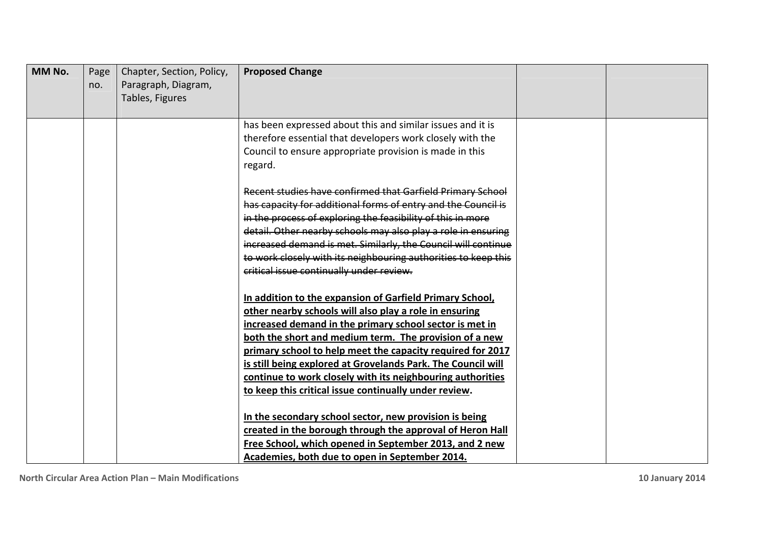| MM No. | Page no. | Chapter, Section, Policy, Paragraph, Diagram, Tables, Figures | Proposed Change | | |
|---|---|---|---|---|---|
| | | | has been expressed about this and similar issues and it is therefore essential that developers work closely with the Council to ensure appropriate provision is made in this regard.<br><br>~~Recent studies have confirmed that Garfield Primary School has capacity for additional forms of entry and the Council is in the process of exploring the feasibility of this in more detail. Other nearby schools may also play a role in ensuring increased demand is met. Similarly, the Council will continue to work closely with its neighbouring authorities to keep this critical issue continually under review.~~<br><br>**<u>In addition to the expansion of Garfield Primary School, other nearby schools will also play a role in ensuring increased demand in the primary school sector is met in both the short and medium term. The provision of a new primary school to help meet the capacity required for 2017 is still being explored at Grovelands Park. The Council will continue to work closely with its neighbouring authorities to keep this critical issue continually under review</u>.**<br><br>**<u>In the secondary school sector, new provision is being created in the borough through the approval of Heron Hall Free School, which opened in September 2013, and 2 new Academies, both due to open in September 2014.</u>** | | |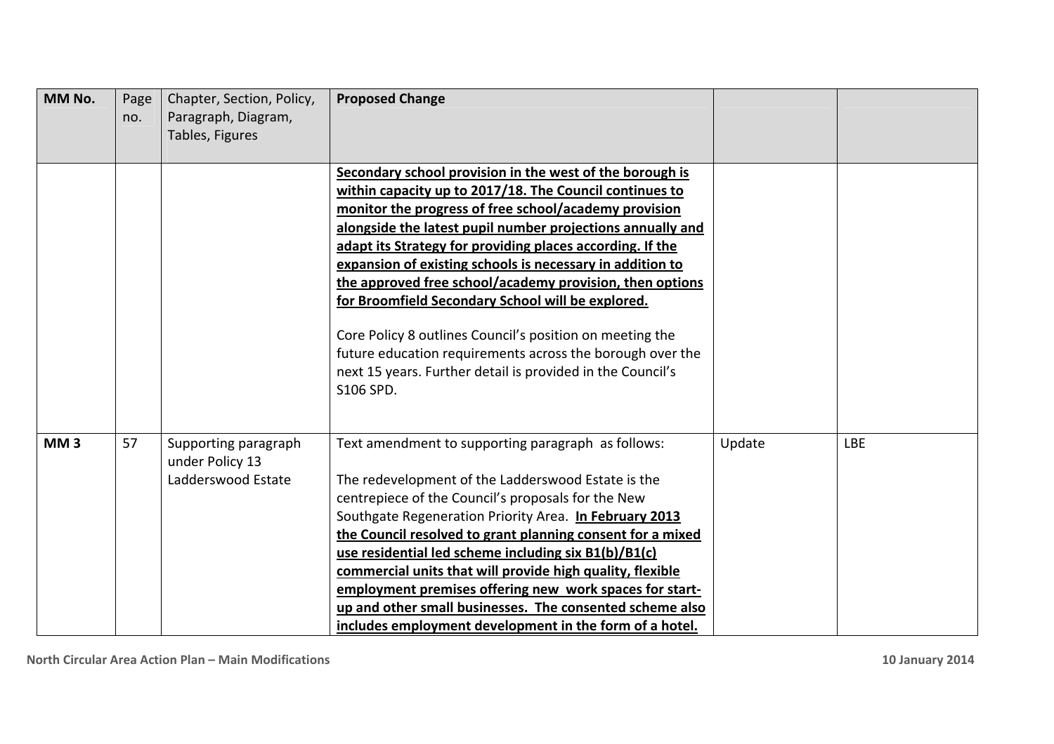| MM No. | Page no. | Chapter, Section, Policy, Paragraph, Diagram, Tables, Figures | Proposed Change | | |
|---|---|---|---|---|---|
| | | | **<u>Secondary school provision in the west of the borough is within capacity up to 2017/18. The Council continues to monitor the progress of free school/academy provision alongside the latest pupil number projections annually and adapt its Strategy for providing places according. If the expansion of existing schools is necessary in addition to the approved free school/academy provision, then options for Broomfield Secondary School will be explored.</u>**<br><br>Core Policy 8 outlines Council's position on meeting the future education requirements across the borough over the next 15 years. Further detail is provided in the Council's S106 SPD. | | |
| **MM 3** | 57 | Supporting paragraph under Policy 13 Ladderswood Estate | Text amendment to supporting paragraph as follows:<br><br>The redevelopment of the Ladderswood Estate is the centrepiece of the Council's proposals for the New Southgate Regeneration Priority Area. **<u>In February 2013 the Council resolved to grant planning consent for a mixed use residential led scheme including six B1(b)/B1(c) commercial units that will provide high quality, flexible employment premises offering new work spaces for start-up and other small businesses. The consented scheme also includes employment development in the form of a hotel.</u>** | Update | LBE |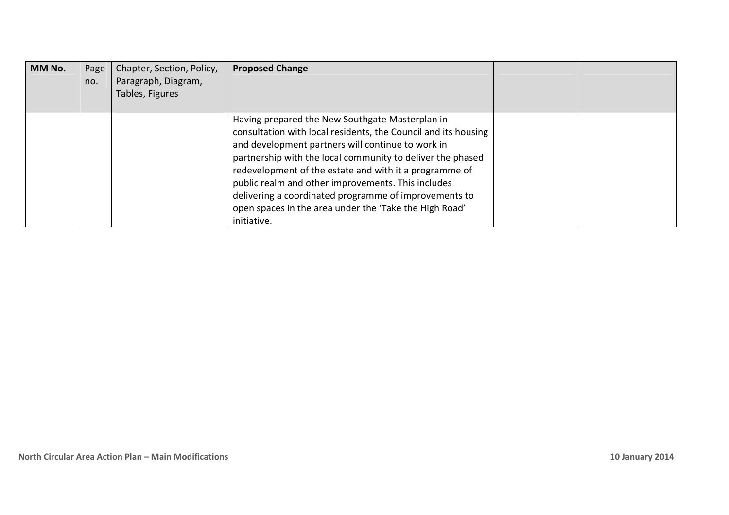| MM No. | Page no. | Chapter, Section, Policy, Paragraph, Diagram, Tables, Figures | Proposed Change | | |
|---|---|---|---|---|---|
| | | | Having prepared the New Southgate Masterplan in consultation with local residents, the Council and its housing and development partners will continue to work in partnership with the local community to deliver the phased redevelopment of the estate and with it a programme of public realm and other improvements. This includes delivering a coordinated programme of improvements to open spaces in the area under the 'Take the High Road' initiative. | | |